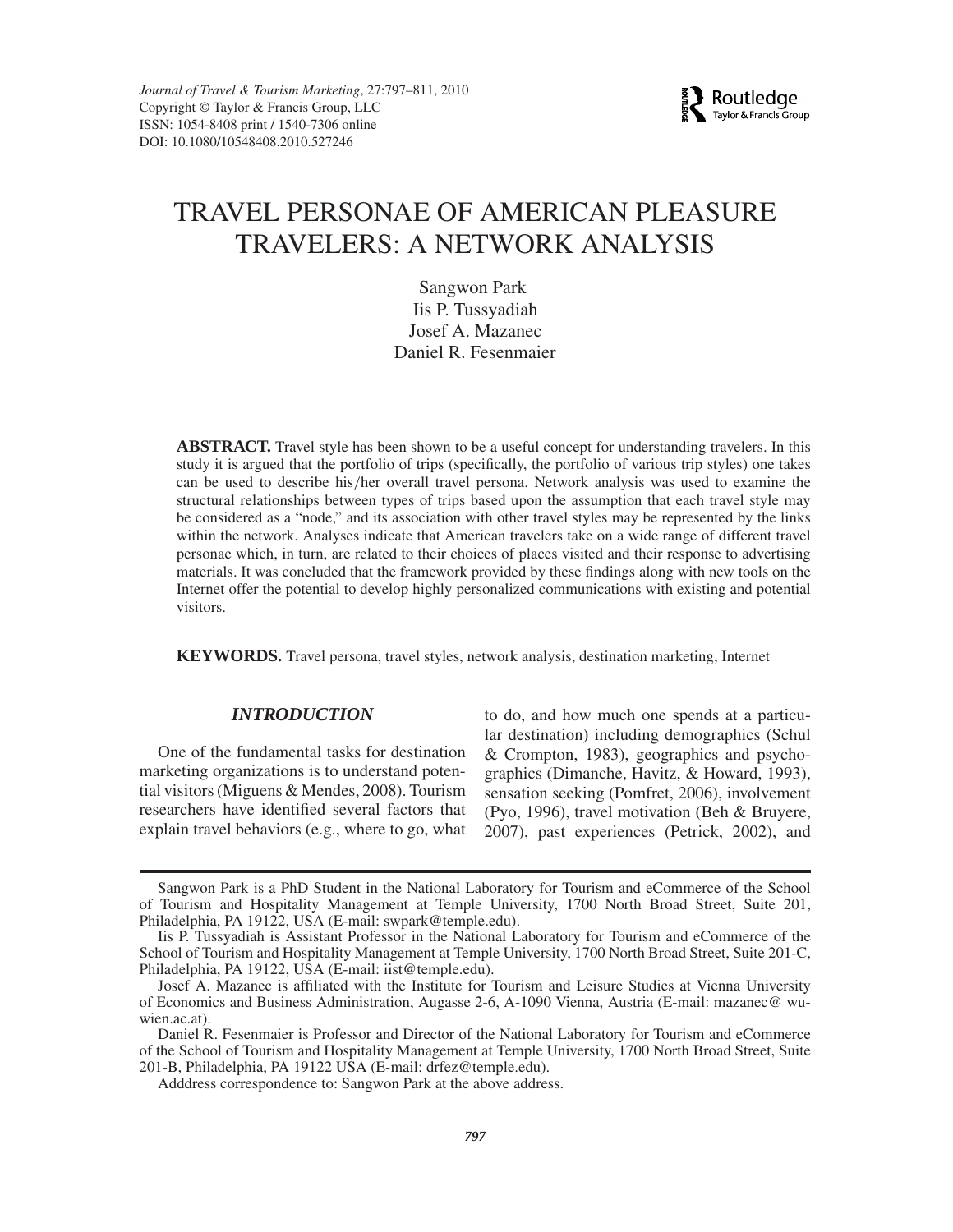# TRAVEL PERSONAE OF AMERICAN PLEASURE TRAVELERS: A NETWORK ANALYSIS

Sangwon Park
Iis P. Tussyadiah
Josef A. Mazanec
Daniel R. Fesenmaier

**ABSTRACT.** Travel style has been shown to be a useful concept for understanding travelers. In this study it is argued that the portfolio of trips (specifically, the portfolio of various trip styles) one takes can be used to describe his/her overall travel persona. Network analysis was used to examine the structural relationships between types of trips based upon the assumption that each travel style may be considered as a "node," and its association with other travel styles may be represented by the links within the network. Analyses indicate that American travelers take on a wide range of different travel personae which, in turn, are related to their choices of places visited and their response to advertising materials. It was concluded that the framework provided by these findings along with new tools on the Internet offer the potential to develop highly personalized communications with existing and potential visitors.

**KEYWORDS.** Travel persona, travel styles, network analysis, destination marketing, Internet

## *INTRODUCTION*

One of the fundamental tasks for destination marketing organizations is to understand potential visitors (Miguens & Mendes, 2008). Tourism researchers have identified several factors that explain travel behaviors (e.g., where to go, what to do, and how much one spends at a particular destination) including demographics (Schul & Crompton, 1983), geographics and psychographics (Dimanche, Havitz, & Howard, 1993), sensation seeking (Pomfret, 2006), involvement (Pyo, 1996), travel motivation (Beh & Bruyere, 2007), past experiences (Petrick, 2002), and

---

Sangwon Park is a PhD Student in the National Laboratory for Tourism and eCommerce of the School of Tourism and Hospitality Management at Temple University, 1700 North Broad Street, Suite 201, Philadelphia, PA 19122, USA (E-mail: swpark@temple.edu).

Iis P. Tussyadiah is Assistant Professor in the National Laboratory for Tourism and eCommerce of the School of Tourism and Hospitality Management at Temple University, 1700 North Broad Street, Suite 201-C, Philadelphia, PA 19122, USA (E-mail: iist@temple.edu).

Josef A. Mazanec is affiliated with the Institute for Tourism and Leisure Studies at Vienna University of Economics and Business Administration, Augasse 2-6, A-1090 Vienna, Austria (E-mail: mazanec@ wu-wien.ac.at).

Daniel R. Fesenmaier is Professor and Director of the National Laboratory for Tourism and eCommerce of the School of Tourism and Hospitality Management at Temple University, 1700 North Broad Street, Suite 201-B, Philadelphia, PA 19122 USA (E-mail: drfez@temple.edu).

Adddress correspondence to: Sangwon Park at the above address.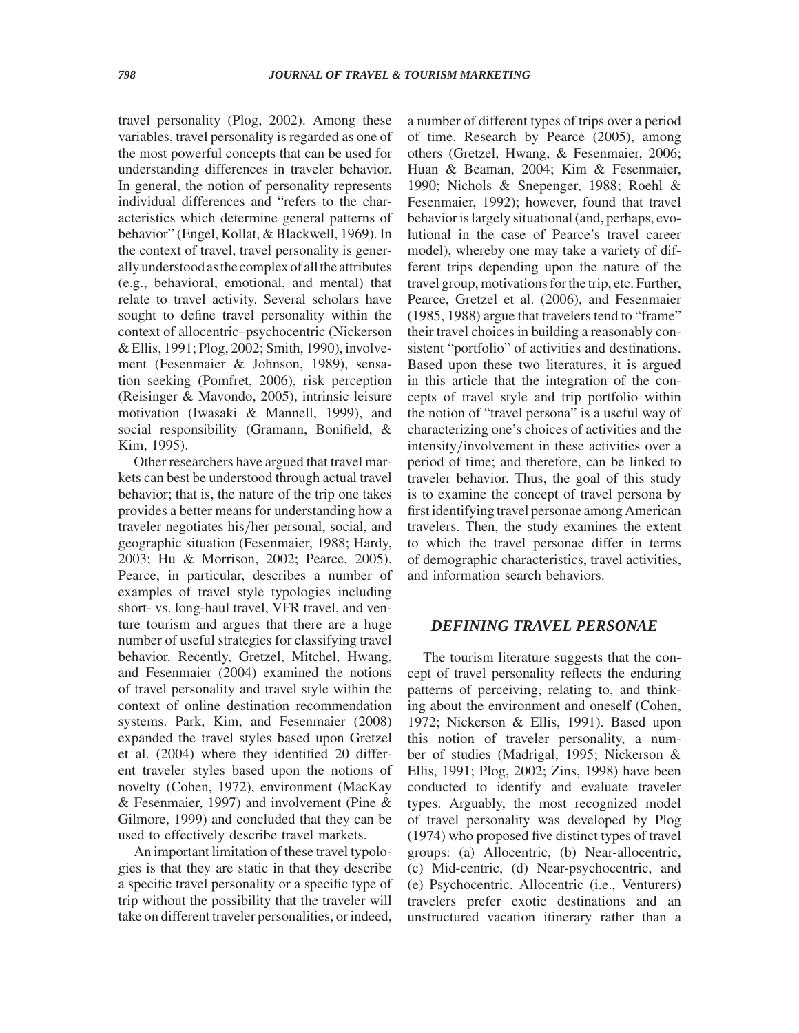travel personality (Plog, 2002). Among these variables, travel personality is regarded as one of the most powerful concepts that can be used for understanding differences in traveler behavior. In general, the notion of personality represents individual differences and "refers to the characteristics which determine general patterns of behavior" (Engel, Kollat, & Blackwell, 1969). In the context of travel, travel personality is generally understood as the complex of all the attributes (e.g., behavioral, emotional, and mental) that relate to travel activity. Several scholars have sought to define travel personality within the context of allocentric–psychocentric (Nickerson & Ellis, 1991; Plog, 2002; Smith, 1990), involvement (Fesenmaier & Johnson, 1989), sensation seeking (Pomfret, 2006), risk perception (Reisinger & Mavondo, 2005), intrinsic leisure motivation (Iwasaki & Mannell, 1999), and social responsibility (Gramann, Bonifield, & Kim, 1995).

Other researchers have argued that travel markets can best be understood through actual travel behavior; that is, the nature of the trip one takes provides a better means for understanding how a traveler negotiates his/her personal, social, and geographic situation (Fesenmaier, 1988; Hardy, 2003; Hu & Morrison, 2002; Pearce, 2005). Pearce, in particular, describes a number of examples of travel style typologies including short- vs. long-haul travel, VFR travel, and venture tourism and argues that there are a huge number of useful strategies for classifying travel behavior. Recently, Gretzel, Mitchel, Hwang, and Fesenmaier (2004) examined the notions of travel personality and travel style within the context of online destination recommendation systems. Park, Kim, and Fesenmaier (2008) expanded the travel styles based upon Gretzel et al. (2004) where they identified 20 different traveler styles based upon the notions of novelty (Cohen, 1972), environment (MacKay & Fesenmaier, 1997) and involvement (Pine & Gilmore, 1999) and concluded that they can be used to effectively describe travel markets.

An important limitation of these travel typologies is that they are static in that they describe a specific travel personality or a specific type of trip without the possibility that the traveler will take on different traveler personalities, or indeed, a number of different types of trips over a period of time. Research by Pearce (2005), among others (Gretzel, Hwang, & Fesenmaier, 2006; Huan & Beaman, 2004; Kim & Fesenmaier, 1990; Nichols & Snepenger, 1988; Roehl & Fesenmaier, 1992); however, found that travel behavior is largely situational (and, perhaps, evolutional in the case of Pearce's travel career model), whereby one may take a variety of different trips depending upon the nature of the travel group, motivations for the trip, etc. Further, Pearce, Gretzel et al. (2006), and Fesenmaier (1985, 1988) argue that travelers tend to "frame" their travel choices in building a reasonably consistent "portfolio" of activities and destinations. Based upon these two literatures, it is argued in this article that the integration of the concepts of travel style and trip portfolio within the notion of "travel persona" is a useful way of characterizing one's choices of activities and the intensity/involvement in these activities over a period of time; and therefore, can be linked to traveler behavior. Thus, the goal of this study is to examine the concept of travel persona by first identifying travel personae among American travelers. Then, the study examines the extent to which the travel personae differ in terms of demographic characteristics, travel activities, and information search behaviors.

## DEFINING TRAVEL PERSONAE

The tourism literature suggests that the concept of travel personality reflects the enduring patterns of perceiving, relating to, and thinking about the environment and oneself (Cohen, 1972; Nickerson & Ellis, 1991). Based upon this notion of traveler personality, a number of studies (Madrigal, 1995; Nickerson & Ellis, 1991; Plog, 2002; Zins, 1998) have been conducted to identify and evaluate traveler types. Arguably, the most recognized model of travel personality was developed by Plog (1974) who proposed five distinct types of travel groups: (a) Allocentric, (b) Near-allocentric, (c) Mid-centric, (d) Near-psychocentric, and (e) Psychocentric. Allocentric (i.e., Venturers) travelers prefer exotic destinations and an unstructured vacation itinerary rather than a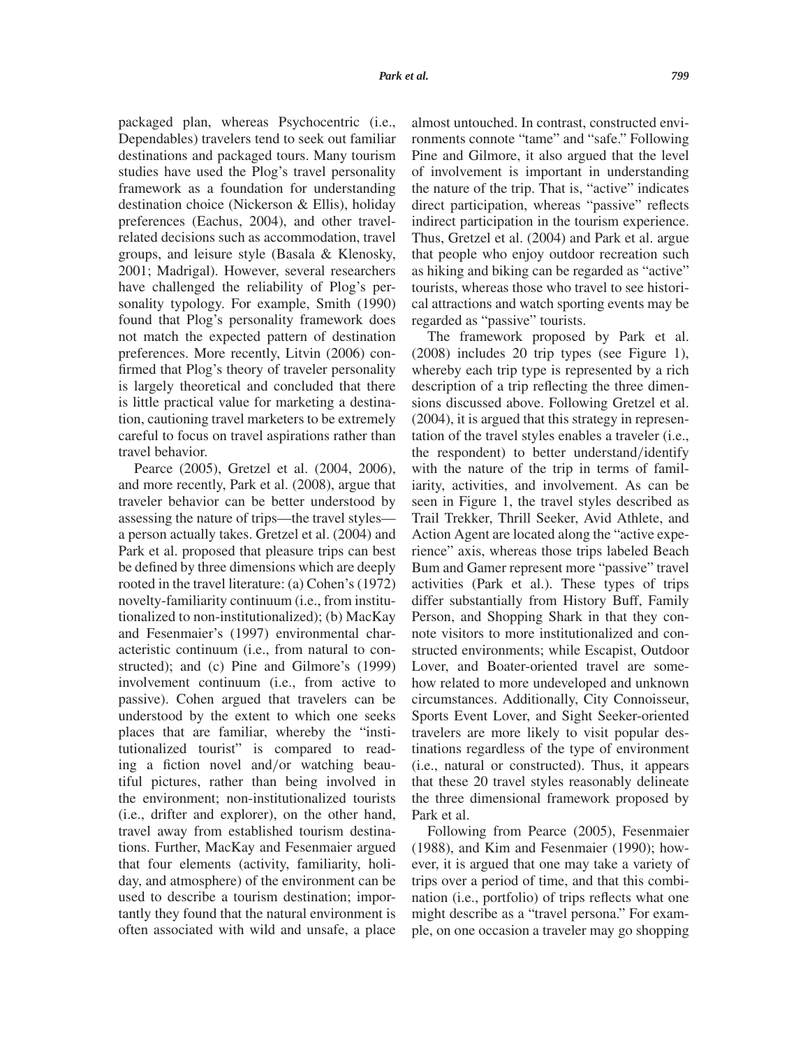packaged plan, whereas Psychocentric (i.e., Dependables) travelers tend to seek out familiar destinations and packaged tours. Many tourism studies have used the Plog's travel personality framework as a foundation for understanding destination choice (Nickerson & Ellis), holiday preferences (Eachus, 2004), and other travel-related decisions such as accommodation, travel groups, and leisure style (Basala & Klenosky, 2001; Madrigal). However, several researchers have challenged the reliability of Plog's personality typology. For example, Smith (1990) found that Plog's personality framework does not match the expected pattern of destination preferences. More recently, Litvin (2006) confirmed that Plog's theory of traveler personality is largely theoretical and concluded that there is little practical value for marketing a destination, cautioning travel marketers to be extremely careful to focus on travel aspirations rather than travel behavior.

Pearce (2005), Gretzel et al. (2004, 2006), and more recently, Park et al. (2008), argue that traveler behavior can be better understood by assessing the nature of trips—the travel styles—a person actually takes. Gretzel et al. (2004) and Park et al. proposed that pleasure trips can best be defined by three dimensions which are deeply rooted in the travel literature: (a) Cohen's (1972) novelty-familiarity continuum (i.e., from institutionalized to non-institutionalized); (b) MacKay and Fesenmaier's (1997) environmental characteristic continuum (i.e., from natural to constructed); and (c) Pine and Gilmore's (1999) involvement continuum (i.e., from active to passive). Cohen argued that travelers can be understood by the extent to which one seeks places that are familiar, whereby the "institutionalized tourist" is compared to reading a fiction novel and/or watching beautiful pictures, rather than being involved in the environment; non-institutionalized tourists (i.e., drifter and explorer), on the other hand, travel away from established tourism destinations. Further, MacKay and Fesenmaier argued that four elements (activity, familiarity, holiday, and atmosphere) of the environment can be used to describe a tourism destination; importantly they found that the natural environment is often associated with wild and unsafe, a place almost untouched. In contrast, constructed environments connote "tame" and "safe." Following Pine and Gilmore, it also argued that the level of involvement is important in understanding the nature of the trip. That is, "active" indicates direct participation, whereas "passive" reflects indirect participation in the tourism experience. Thus, Gretzel et al. (2004) and Park et al. argue that people who enjoy outdoor recreation such as hiking and biking can be regarded as "active" tourists, whereas those who travel to see historical attractions and watch sporting events may be regarded as "passive" tourists.

The framework proposed by Park et al. (2008) includes 20 trip types (see Figure 1), whereby each trip type is represented by a rich description of a trip reflecting the three dimensions discussed above. Following Gretzel et al. (2004), it is argued that this strategy in representation of the travel styles enables a traveler (i.e., the respondent) to better understand/identify with the nature of the trip in terms of familiarity, activities, and involvement. As can be seen in Figure 1, the travel styles described as Trail Trekker, Thrill Seeker, Avid Athlete, and Action Agent are located along the "active experience" axis, whereas those trips labeled Beach Bum and Gamer represent more "passive" travel activities (Park et al.). These types of trips differ substantially from History Buff, Family Person, and Shopping Shark in that they connote visitors to more institutionalized and constructed environments; while Escapist, Outdoor Lover, and Boater-oriented travel are somehow related to more undeveloped and unknown circumstances. Additionally, City Connoisseur, Sports Event Lover, and Sight Seeker-oriented travelers are more likely to visit popular destinations regardless of the type of environment (i.e., natural or constructed). Thus, it appears that these 20 travel styles reasonably delineate the three dimensional framework proposed by Park et al.

Following from Pearce (2005), Fesenmaier (1988), and Kim and Fesenmaier (1990); however, it is argued that one may take a variety of trips over a period of time, and that this combination (i.e., portfolio) of trips reflects what one might describe as a "travel persona." For example, on one occasion a traveler may go shopping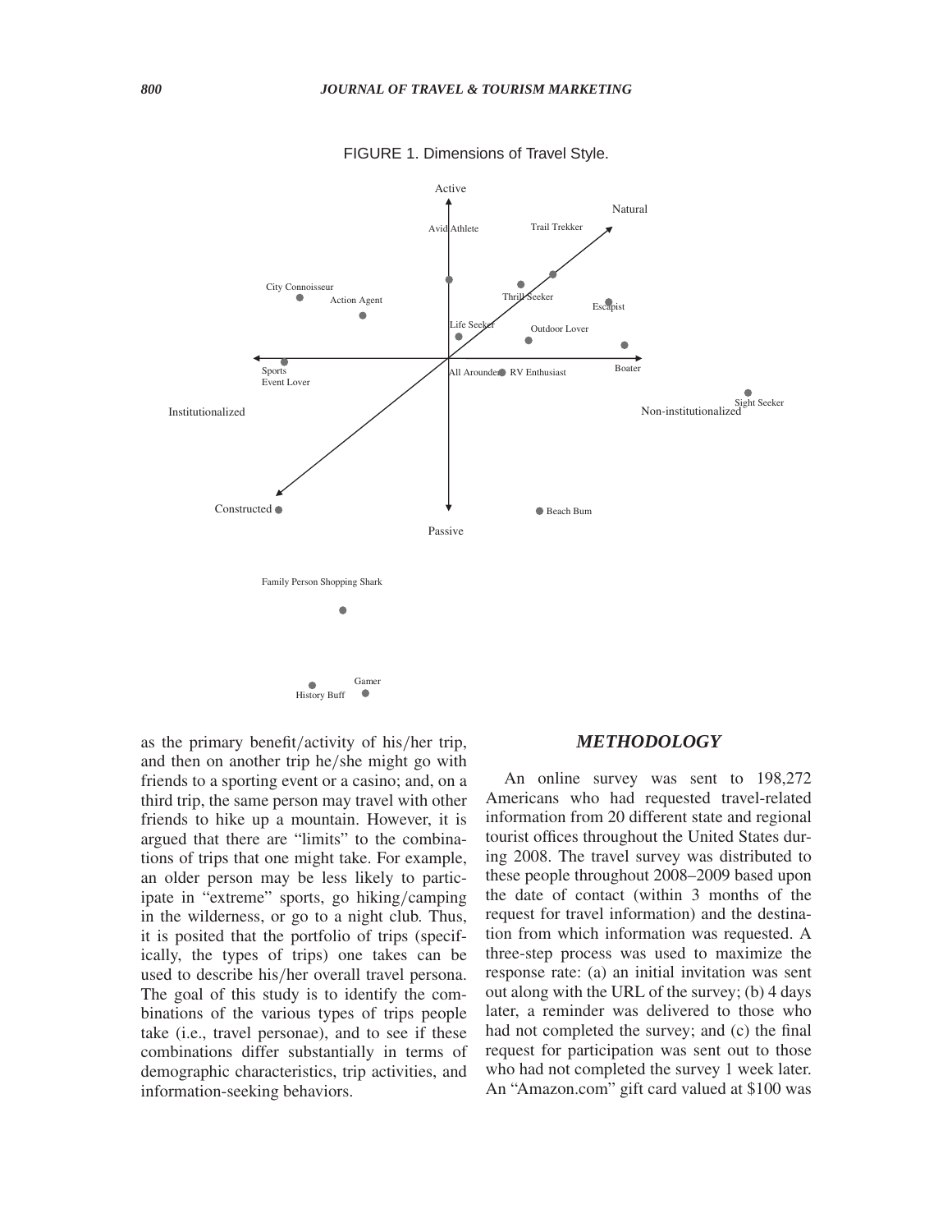FIGURE 1. Dimensions of Travel Style.

as the primary benefit/activity of his/her trip, and then on another trip he/she might go with friends to a sporting event or a casino; and, on a third trip, the same person may travel with other friends to hike up a mountain. However, it is argued that there are "limits" to the combinations of trips that one might take. For example, an older person may be less likely to participate in "extreme" sports, go hiking/camping in the wilderness, or go to a night club. Thus, it is posited that the portfolio of trips (specifically, the types of trips) one takes can be used to describe his/her overall travel persona. The goal of this study is to identify the combinations of the various types of trips people take (i.e., travel personae), and to see if these combinations differ substantially in terms of demographic characteristics, trip activities, and information-seeking behaviors.

## *METHODOLOGY*

An online survey was sent to 198,272 Americans who had requested travel-related information from 20 different state and regional tourist offices throughout the United States during 2008. The travel survey was distributed to these people throughout 2008–2009 based upon the date of contact (within 3 months of the request for travel information) and the destination from which information was requested. A three-step process was used to maximize the response rate: (a) an initial invitation was sent out along with the URL of the survey; (b) 4 days later, a reminder was delivered to those who had not completed the survey; and (c) the final request for participation was sent out to those who had not completed the survey 1 week later. An "Amazon.com" gift card valued at $100 was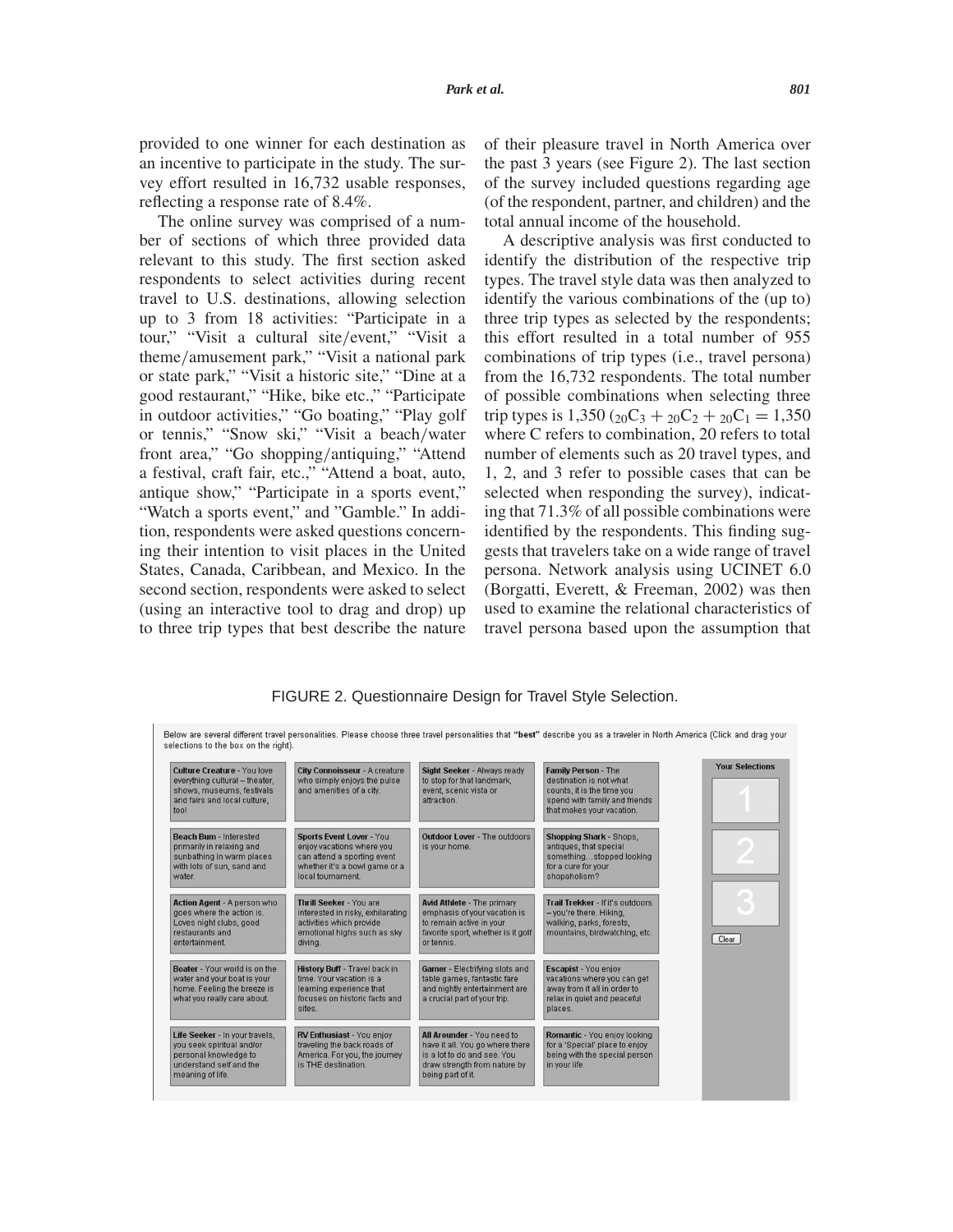provided to one winner for each destination as an incentive to participate in the study. The survey effort resulted in 16,732 usable responses, reflecting a response rate of 8.4%.

The online survey was comprised of a number of sections of which three provided data relevant to this study. The first section asked respondents to select activities during recent travel to U.S. destinations, allowing selection up to 3 from 18 activities: "Participate in a tour," "Visit a cultural site/event," "Visit a theme/amusement park," "Visit a national park or state park," "Visit a historic site," "Dine at a good restaurant," "Hike, bike etc.," "Participate in outdoor activities," "Go boating," "Play golf or tennis," "Snow ski," "Visit a beach/water front area," "Go shopping/antiquing," "Attend a festival, craft fair, etc.," "Attend a boat, auto, antique show," "Participate in a sports event," "Watch a sports event," and "Gamble." In addition, respondents were asked questions concerning their intention to visit places in the United States, Canada, Caribbean, and Mexico. In the second section, respondents were asked to select (using an interactive tool to drag and drop) up to three trip types that best describe the nature of their pleasure travel in North America over the past 3 years (see Figure 2). The last section of the survey included questions regarding age (of the respondent, partner, and children) and the total annual income of the household.

A descriptive analysis was first conducted to identify the distribution of the respective trip types. The travel style data was then analyzed to identify the various combinations of the (up to) three trip types as selected by the respondents; this effort resulted in a total number of 955 combinations of trip types (i.e., travel persona) from the 16,732 respondents. The total number of possible combinations when selecting three trip types is 1,350 (${}_{20}C_3 + {}_{20}C_2 + {}_{20}C_1 = 1{,}350$ where C refers to combination, 20 refers to total number of elements such as 20 travel types, and 1, 2, and 3 refer to possible cases that can be selected when responding the survey), indicating that 71.3% of all possible combinations were identified by the respondents. This finding suggests that travelers take on a wide range of travel persona. Network analysis using UCINET 6.0 (Borgatti, Everett, & Freeman, 2002) was then used to examine the relational characteristics of travel persona based upon the assumption that

FIGURE 2. Questionnaire Design for Travel Style Selection.

Below are several different travel personalities. Please choose three travel personalities that **"best"** describe you as a traveler in North America (Click and drag your selections to the box on the right).

| | | | |
|---|---|---|---|
| **Culture Creature** - You love everything cultural – theater, shows, museums, festivals and fairs and local culture, too! | **City Connoisseur** - A creature who simply enjoys the pulse and amenities of a city. | **Sight Seeker** - Always ready to stop for that landmark, event, scenic vista or attraction. | **Family Person** - The destination is not what counts, it is the time you spend with family and friends that makes your vacation. |
| **Beach Bum** - Interested primarily in relaxing and sunbathing in warm places with lots of sun, sand and water. | **Sports Event Lover** - You enjoy vacations where you can attend a sporting event whether it's a bowl game or a local tournament. | **Outdoor Lover** - The outdoors is your home. | **Shopping Shark** - Shops, antiques, that special something…stopped looking for a cure for your shopaholism? |
| **Action Agent** - A person who goes where the action is. Loves night clubs, good restaurants and entertainment. | **Thrill Seeker** - You are interested in risky, exhilarating activities which provide emotional highs such as sky diving. | **Avid Athlete** - The primary emphasis of your vacation is to remain active in your favorite sport, whether is it golf or tennis. | **Trail Trekker** - If it's outdoors – you're there. Hiking, walking, parks, forests, mountains, birdwatching, etc. |
| **Boater** - Your world is on the water and your boat is your home. Feeling the breeze is what you really care about. | **History Buff** - Travel back in time. Your vacation is a learning experience that focuses on historic facts and sites. | **Gamer** - Electrifying slots and table games, fantastic fare and nightly entertainment are a crucial part of your trip. | **Escapist** - You enjoy vacations where you can get away from it all in order to relax in quiet and peaceful places. |
| **Life Seeker** - In your travels, you seek spiritual and/or personal knowledge to understand self and the meaning of life. | **RV Enthusiast** - You enjoy traveling the back roads of America. For you, the journey is THE destination. | **All Arounder** - You need to have it all. You go where there is a lot to do and see. You draw strength from nature by being part of it. | **Romantic** - You enjoy looking for a 'Special' place to enjoy being with the special person in your life. |

**Your Selections**

1

2

3

Clear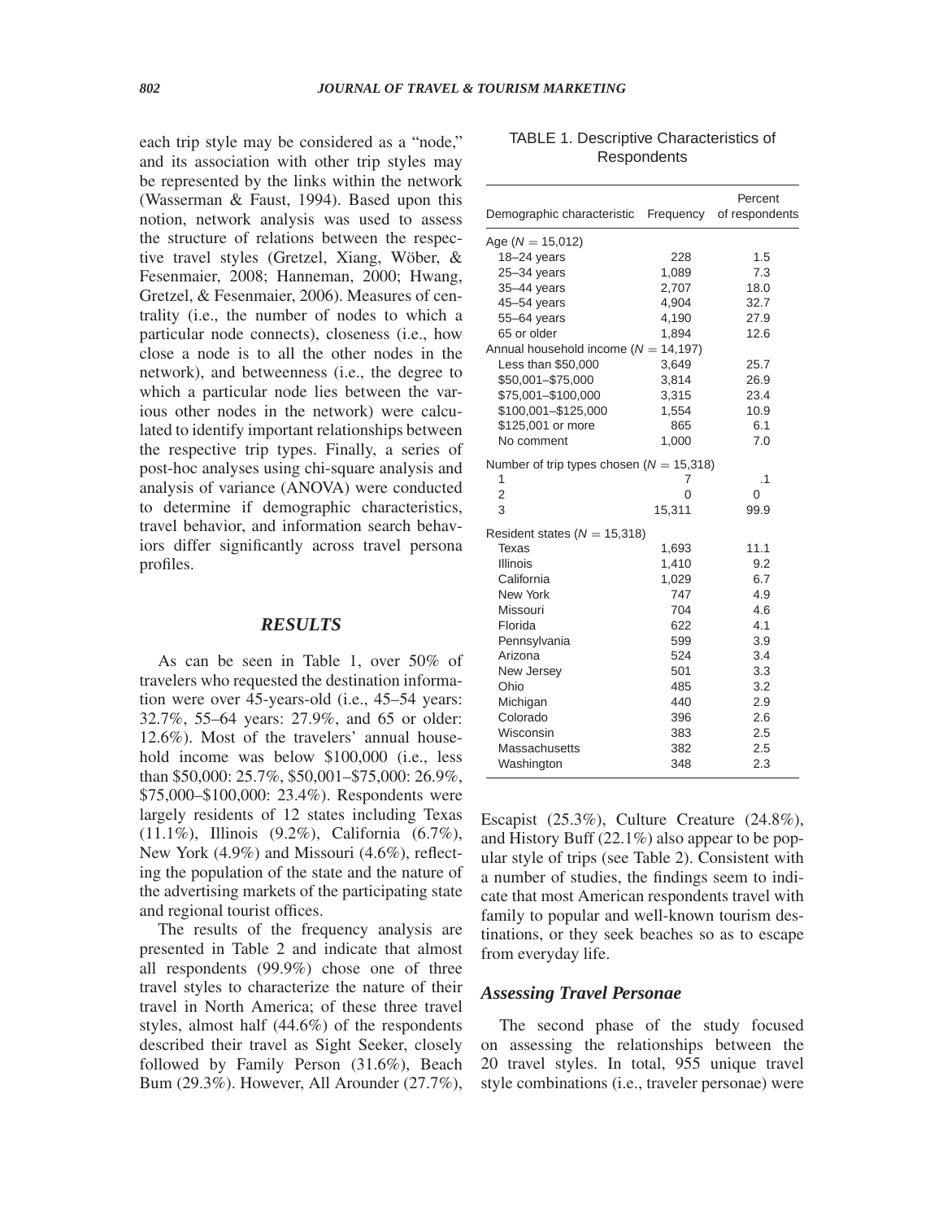each trip style may be considered as a "node," and its association with other trip styles may be represented by the links within the network (Wasserman & Faust, 1994). Based upon this notion, network analysis was used to assess the structure of relations between the respective travel styles (Gretzel, Xiang, Wöber, & Fesenmaier, 2008; Hanneman, 2000; Hwang, Gretzel, & Fesenmaier, 2006). Measures of centrality (i.e., the number of nodes to which a particular node connects), closeness (i.e., how close a node is to all the other nodes in the network), and betweenness (i.e., the degree to which a particular node lies between the various other nodes in the network) were calculated to identify important relationships between the respective trip types. Finally, a series of post-hoc analyses using chi-square analysis and analysis of variance (ANOVA) were conducted to determine if demographic characteristics, travel behavior, and information search behaviors differ significantly across travel persona profiles.

TABLE 1. Descriptive Characteristics of Respondents

| Demographic characteristic | Frequency | Percent of respondents |
|---|---|---|
| Age ($N = 15{,}012$) | | |
| 18–24 years | 228 | 1.5 |
| 25–34 years | 1,089 | 7.3 |
| 35–44 years | 2,707 | 18.0 |
| 45–54 years | 4,904 | 32.7 |
| 55–64 years | 4,190 | 27.9 |
| 65 or older | 1,894 | 12.6 |
| Annual household income ($N = 14{,}197$) | | |
| Less than $50,000 | 3,649 | 25.7 |
| $50,001–$75,000 | 3,814 | 26.9 |
| $75,001–$100,000 | 3,315 | 23.4 |
| $100,001–$125,000 | 1,554 | 10.9 |
| $125,001 or more | 865 | 6.1 |
| No comment | 1,000 | 7.0 |
| Number of trip types chosen ($N = 15{,}318$) | | |
| 1 | 7 | .1 |
| 2 | 0 | 0 |
| 3 | 15,311 | 99.9 |
| Resident states ($N = 15{,}318$) | | |
| Texas | 1,693 | 11.1 |
| Illinois | 1,410 | 9.2 |
| California | 1,029 | 6.7 |
| New York | 747 | 4.9 |
| Missouri | 704 | 4.6 |
| Florida | 622 | 4.1 |
| Pennsylvania | 599 | 3.9 |
| Arizona | 524 | 3.4 |
| New Jersey | 501 | 3.3 |
| Ohio | 485 | 3.2 |
| Michigan | 440 | 2.9 |
| Colorado | 396 | 2.6 |
| Wisconsin | 383 | 2.5 |
| Massachusetts | 382 | 2.5 |
| Washington | 348 | 2.3 |

## RESULTS

As can be seen in Table 1, over 50% of travelers who requested the destination information were over 45-years-old (i.e., 45–54 years: 32.7%, 55–64 years: 27.9%, and 65 or older: 12.6%). Most of the travelers' annual household income was below $100,000 (i.e., less than $50,000: 25.7%, $50,001–$75,000: 26.9%, $75,000–$100,000: 23.4%). Respondents were largely residents of 12 states including Texas (11.1%), Illinois (9.2%), California (6.7%), New York (4.9%) and Missouri (4.6%), reflecting the population of the state and the nature of the advertising markets of the participating state and regional tourist offices.

The results of the frequency analysis are presented in Table 2 and indicate that almost all respondents (99.9%) chose one of three travel styles to characterize the nature of their travel in North America; of these three travel styles, almost half (44.6%) of the respondents described their travel as Sight Seeker, closely followed by Family Person (31.6%), Beach Bum (29.3%). However, All Arounder (27.7%), Escapist (25.3%), Culture Creature (24.8%), and History Buff (22.1%) also appear to be popular style of trips (see Table 2). Consistent with a number of studies, the findings seem to indicate that most American respondents travel with family to popular and well-known tourism destinations, or they seek beaches so as to escape from everyday life.

### Assessing Travel Personae

The second phase of the study focused on assessing the relationships between the 20 travel styles. In total, 955 unique travel style combinations (i.e., traveler personae) were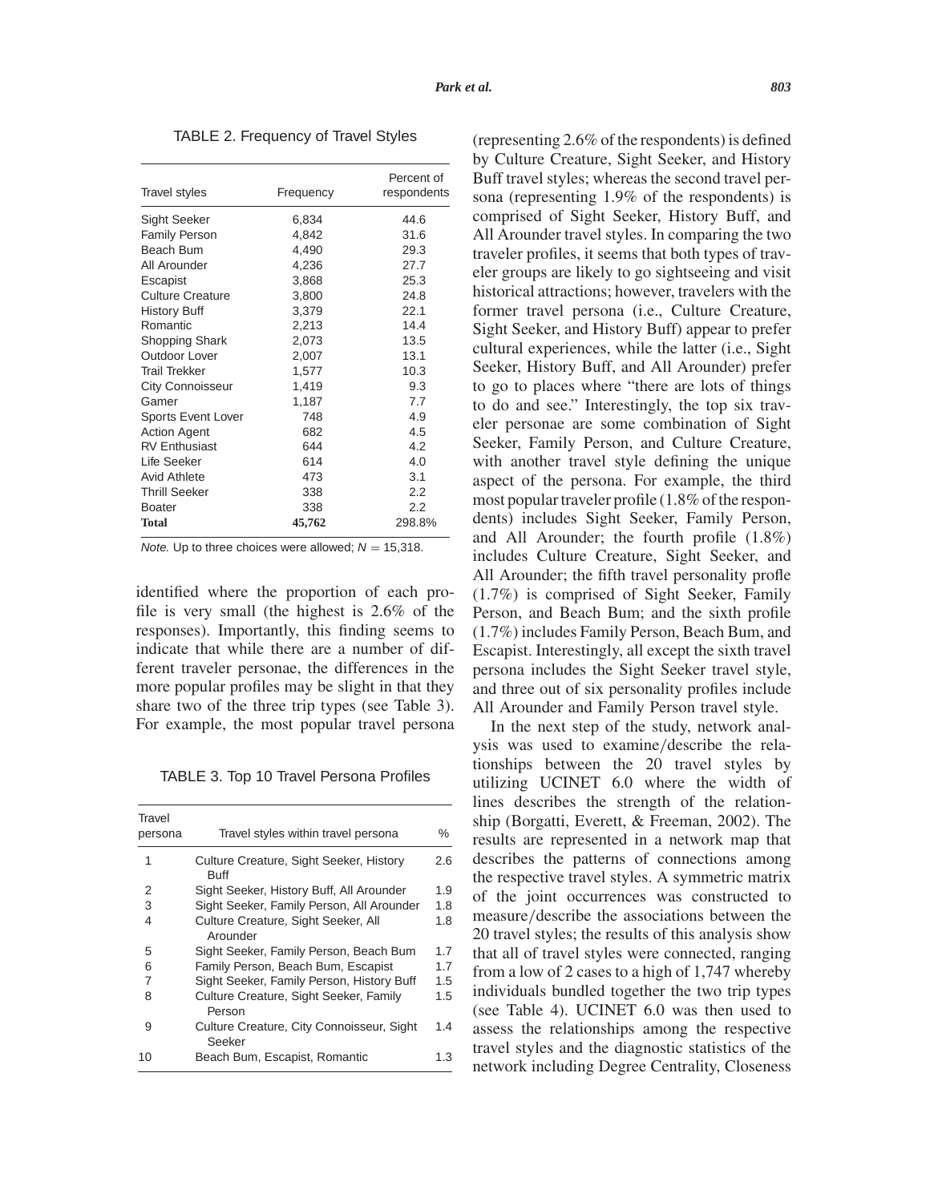TABLE 2. Frequency of Travel Styles

| Travel styles | Frequency | Percent of respondents |
|---|---|---|
| Sight Seeker | 6,834 | 44.6 |
| Family Person | 4,842 | 31.6 |
| Beach Bum | 4,490 | 29.3 |
| All Arounder | 4,236 | 27.7 |
| Escapist | 3,868 | 25.3 |
| Culture Creature | 3,800 | 24.8 |
| History Buff | 3,379 | 22.1 |
| Romantic | 2,213 | 14.4 |
| Shopping Shark | 2,073 | 13.5 |
| Outdoor Lover | 2,007 | 13.1 |
| Trail Trekker | 1,577 | 10.3 |
| City Connoisseur | 1,419 | 9.3 |
| Gamer | 1,187 | 7.7 |
| Sports Event Lover | 748 | 4.9 |
| Action Agent | 682 | 4.5 |
| RV Enthusiast | 644 | 4.2 |
| Life Seeker | 614 | 4.0 |
| Avid Athlete | 473 | 3.1 |
| Thrill Seeker | 338 | 2.2 |
| Boater | 338 | 2.2 |
| **Total** | **45,762** | 298.8% |

*Note.* Up to three choices were allowed; $N = 15{,}318$.

identified where the proportion of each profile is very small (the highest is 2.6% of the responses). Importantly, this finding seems to indicate that while there are a number of different traveler personae, the differences in the more popular profiles may be slight in that they share two of the three trip types (see Table 3). For example, the most popular travel persona (representing 2.6% of the respondents) is defined by Culture Creature, Sight Seeker, and History Buff travel styles; whereas the second travel persona (representing 1.9% of the respondents) is comprised of Sight Seeker, History Buff, and All Arounder travel styles. In comparing the two traveler profiles, it seems that both types of traveler groups are likely to go sightseeing and visit historical attractions; however, travelers with the former travel persona (i.e., Culture Creature, Sight Seeker, and History Buff) appear to prefer cultural experiences, while the latter (i.e., Sight Seeker, History Buff, and All Arounder) prefer to go to places where "there are lots of things to do and see." Interestingly, the top six traveler personae are some combination of Sight Seeker, Family Person, and Culture Creature, with another travel style defining the unique aspect of the persona. For example, the third most popular traveler profile (1.8% of the respondents) includes Sight Seeker, Family Person, and All Arounder; the fourth profile (1.8%) includes Culture Creature, Sight Seeker, and All Arounder; the fifth travel personality profle (1.7%) is comprised of Sight Seeker, Family Person, and Beach Bum; and the sixth profile (1.7%) includes Family Person, Beach Bum, and Escapist. Interestingly, all except the sixth travel persona includes the Sight Seeker travel style, and three out of six personality profiles include All Arounder and Family Person travel style.

TABLE 3. Top 10 Travel Persona Profiles

| Travel persona | Travel styles within travel persona | % |
|---|---|---|
| 1 | Culture Creature, Sight Seeker, History Buff | 2.6 |
| 2 | Sight Seeker, History Buff, All Arounder | 1.9 |
| 3 | Sight Seeker, Family Person, All Arounder | 1.8 |
| 4 | Culture Creature, Sight Seeker, All Arounder | 1.8 |
| 5 | Sight Seeker, Family Person, Beach Bum | 1.7 |
| 6 | Family Person, Beach Bum, Escapist | 1.7 |
| 7 | Sight Seeker, Family Person, History Buff | 1.5 |
| 8 | Culture Creature, Sight Seeker, Family Person | 1.5 |
| 9 | Culture Creature, City Connoisseur, Sight Seeker | 1.4 |
| 10 | Beach Bum, Escapist, Romantic | 1.3 |

In the next step of the study, network analysis was used to examine/describe the relationships between the 20 travel styles by utilizing UCINET 6.0 where the width of lines describes the strength of the relationship (Borgatti, Everett, & Freeman, 2002). The results are represented in a network map that describes the patterns of connections among the respective travel styles. A symmetric matrix of the joint occurrences was constructed to measure/describe the associations between the 20 travel styles; the results of this analysis show that all of travel styles were connected, ranging from a low of 2 cases to a high of 1,747 whereby individuals bundled together the two trip types (see Table 4). UCINET 6.0 was then used to assess the relationships among the respective travel styles and the diagnostic statistics of the network including Degree Centrality, Closeness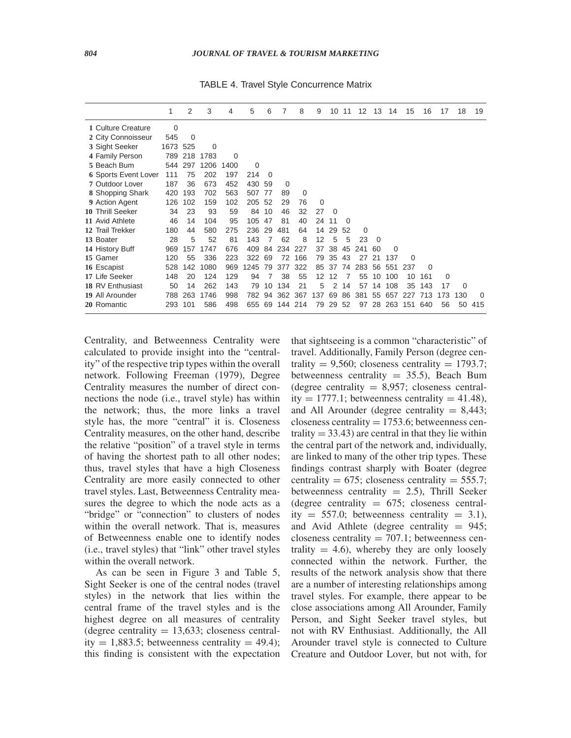TABLE 4. Travel Style Concurrence Matrix

| | 1 | 2 | 3 | 4 | 5 | 6 | 7 | 8 | 9 | 10 | 11 | 12 | 13 | 14 | 15 | 16 | 17 | 18 | 19 |
|---|---|---|---|---|---|---|---|---|---|---|---|---|---|---|---|---|---|---|---|
| **1** Culture Creature | 0 | | | | | | | | | | | | | | | | | | |
| **2** City Connoisseur | 545 | 0 | | | | | | | | | | | | | | | | | |
| **3** Sight Seeker | 1673 | 525 | 0 | | | | | | | | | | | | | | | | |
| **4** Family Person | 789 | 218 | 1783 | 0 | | | | | | | | | | | | | | | |
| **5** Beach Bum | 544 | 297 | 1206 | 1400 | 0 | | | | | | | | | | | | | | |
| **6** Sports Event Lover | 111 | 75 | 202 | 197 | 214 | 0 | | | | | | | | | | | | | |
| **7** Outdoor Lover | 187 | 36 | 673 | 452 | 430 | 59 | 0 | | | | | | | | | | | | |
| **8** Shopping Shark | 420 | 193 | 702 | 563 | 507 | 77 | 89 | 0 | | | | | | | | | | | |
| **9** Action Agent | 126 | 102 | 159 | 102 | 205 | 52 | 29 | 76 | 0 | | | | | | | | | | |
| **10** Thrill Seeker | 34 | 23 | 93 | 59 | 84 | 10 | 46 | 32 | 27 | 0 | | | | | | | | | |
| **11** Avid Athlete | 46 | 14 | 104 | 95 | 105 | 47 | 81 | 40 | 24 | 11 | 0 | | | | | | | | |
| **12** Trail Trekker | 180 | 44 | 580 | 275 | 236 | 29 | 481 | 64 | 14 | 29 | 52 | 0 | | | | | | | |
| **13** Boater | 28 | 5 | 52 | 81 | 143 | 7 | 62 | 8 | 12 | 5 | 5 | 23 | 0 | | | | | | |
| **14** History Buff | 969 | 157 | 1747 | 676 | 409 | 84 | 234 | 227 | 37 | 38 | 45 | 241 | 60 | 0 | | | | | |
| **15** Gamer | 120 | 55 | 336 | 223 | 322 | 69 | 72 | 166 | 79 | 35 | 43 | 27 | 21 | 137 | 0 | | | | |
| **16** Escapist | 528 | 142 | 1080 | 969 | 1245 | 79 | 377 | 322 | 85 | 37 | 74 | 283 | 56 | 551 | 237 | 0 | | | |
| **17** Life Seeker | 148 | 20 | 124 | 129 | 94 | 7 | 38 | 55 | 12 | 12 | 7 | 55 | 10 | 100 | 10 | 161 | 0 | | |
| **18** RV Enthusiast | 50 | 14 | 262 | 143 | 79 | 10 | 134 | 21 | 5 | 2 | 14 | 57 | 14 | 108 | 35 | 143 | 17 | 0 | |
| **19** All Arounder | 788 | 263 | 1746 | 998 | 782 | 94 | 362 | 367 | 137 | 69 | 86 | 381 | 55 | 657 | 227 | 713 | 173 | 130 | 0 |
| **20** Romantic | 293 | 101 | 586 | 498 | 655 | 69 | 144 | 214 | 79 | 29 | 52 | 97 | 28 | 263 | 151 | 640 | 56 | 50 | 415 |

Centrality, and Betweenness Centrality were calculated to provide insight into the "centrality" of the respective trip types within the overall network. Following Freeman (1979), Degree Centrality measures the number of direct connections the node (i.e., travel style) has within the network; thus, the more links a travel style has, the more "central" it is. Closeness Centrality measures, on the other hand, describe the relative "position" of a travel style in terms of having the shortest path to all other nodes; thus, travel styles that have a high Closeness Centrality are more easily connected to other travel styles. Last, Betweenness Centrality measures the degree to which the node acts as a "bridge" or "connection" to clusters of nodes within the overall network. That is, measures of Betweenness enable one to identify nodes (i.e., travel styles) that "link" other travel styles within the overall network.

As can be seen in Figure 3 and Table 5, Sight Seeker is one of the central nodes (travel styles) in the network that lies within the central frame of the travel styles and is the highest degree on all measures of centrality (degree centrality = 13,633; closeness centrality = 1,883.5; betweenness centrality = 49.4); this finding is consistent with the expectation that sightseeing is a common "characteristic" of travel. Additionally, Family Person (degree centrality = 9,560; closeness centrality = 1793.7; betweenness centrality = 35.5), Beach Bum (degree centrality = 8,957; closeness centrality = 1777.1; betweenness centrality = 41.48), and All Arounder (degree centrality = 8,443; closeness centrality = 1753.6; betweenness centrality = 33.43) are central in that they lie within the central part of the network and, individually, are linked to many of the other trip types. These findings contrast sharply with Boater (degree centrality = 675; closeness centrality = 555.7; betweenness centrality = 2.5), Thrill Seeker (degree centrality = 675; closeness centrality = 557.0; betweenness centrality = 3.1), and Avid Athlete (degree centrality = 945; closeness centrality = 707.1; betweenness centrality = 4.6), whereby they are only loosely connected within the network. Further, the results of the network analysis show that there are a number of interesting relationships among travel styles. For example, there appear to be close associations among All Arounder, Family Person, and Sight Seeker travel styles, but not with RV Enthusiast. Additionally, the All Arounder travel style is connected to Culture Creature and Outdoor Lover, but not with, for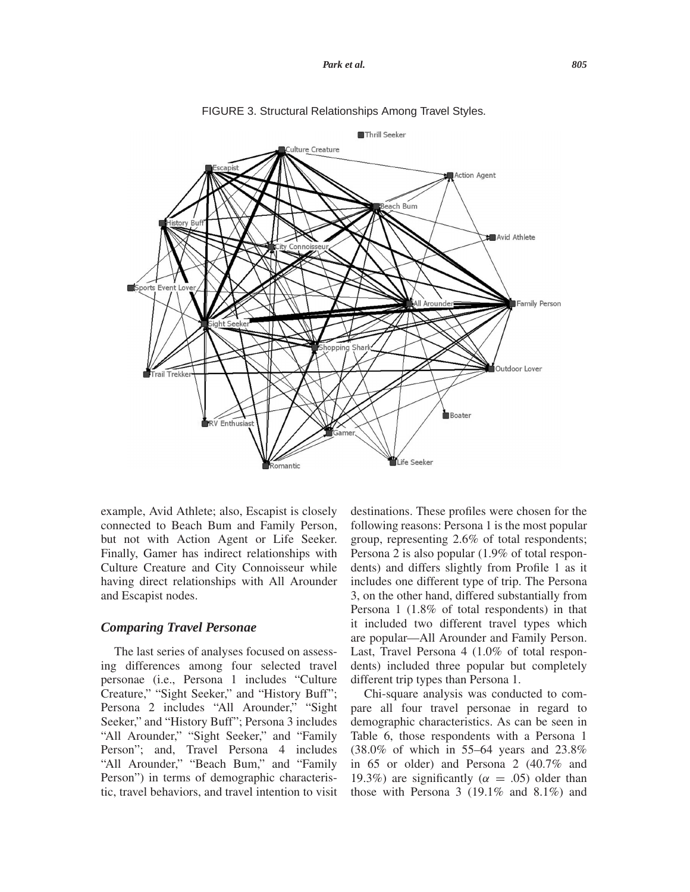FIGURE 3. Structural Relationships Among Travel Styles.

example, Avid Athlete; also, Escapist is closely connected to Beach Bum and Family Person, but not with Action Agent or Life Seeker. Finally, Gamer has indirect relationships with Culture Creature and City Connoisseur while having direct relationships with All Arounder and Escapist nodes.

### *Comparing Travel Personae*

The last series of analyses focused on assessing differences among four selected travel personae (i.e., Persona 1 includes "Culture Creature," "Sight Seeker," and "History Buff"; Persona 2 includes "All Arounder," "Sight Seeker," and "History Buff"; Persona 3 includes "All Arounder," "Sight Seeker," and "Family Person"; and, Travel Persona 4 includes "All Arounder," "Beach Bum," and "Family Person") in terms of demographic characteristic, travel behaviors, and travel intention to visit destinations. These profiles were chosen for the following reasons: Persona 1 is the most popular group, representing 2.6% of total respondents; Persona 2 is also popular (1.9% of total respondents) and differs slightly from Profile 1 as it includes one different type of trip. The Persona 3, on the other hand, differed substantially from Persona 1 (1.8% of total respondents) in that it included two different travel types which are popular—All Arounder and Family Person. Last, Travel Persona 4 (1.0% of total respondents) included three popular but completely different trip types than Persona 1.

Chi-square analysis was conducted to compare all four travel personae in regard to demographic characteristics. As can be seen in Table 6, those respondents with a Persona 1 (38.0% of which in 55–64 years and 23.8% in 65 or older) and Persona 2 (40.7% and 19.3%) are significantly ($\alpha = .05$) older than those with Persona 3 (19.1% and 8.1%) and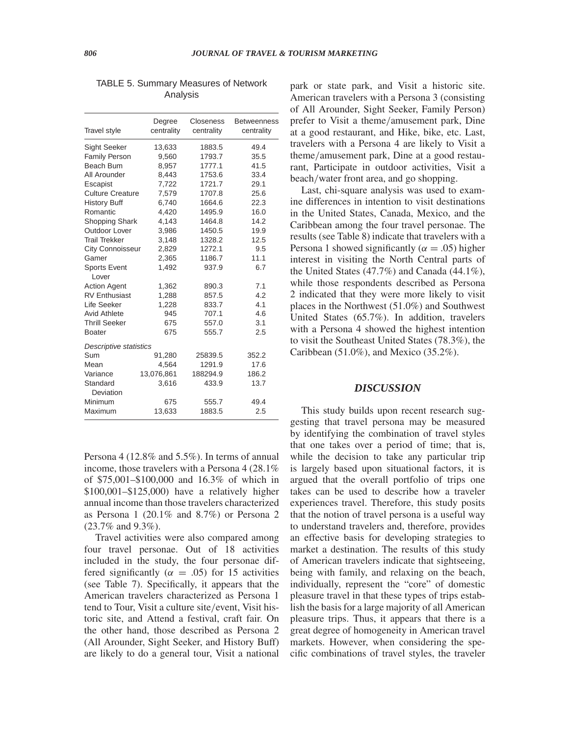TABLE 5. Summary Measures of Network Analysis

| Travel style | Degree centrality | Closeness centrality | Betweenness centrality |
|---|---|---|---|
| Sight Seeker | 13,633 | 1883.5 | 49.4 |
| Family Person | 9,560 | 1793.7 | 35.5 |
| Beach Bum | 8,957 | 1777.1 | 41.5 |
| All Arounder | 8,443 | 1753.6 | 33.4 |
| Escapist | 7,722 | 1721.7 | 29.1 |
| Culture Creature | 7,579 | 1707.8 | 25.6 |
| History Buff | 6,740 | 1664.6 | 22.3 |
| Romantic | 4,420 | 1495.9 | 16.0 |
| Shopping Shark | 4,143 | 1464.8 | 14.2 |
| Outdoor Lover | 3,986 | 1450.5 | 19.9 |
| Trail Trekker | 3,148 | 1328.2 | 12.5 |
| City Connoisseur | 2,829 | 1272.1 | 9.5 |
| Gamer | 2,365 | 1186.7 | 11.1 |
| Sports Event Lover | 1,492 | 937.9 | 6.7 |
| Action Agent | 1,362 | 890.3 | 7.1 |
| RV Enthusiast | 1,288 | 857.5 | 4.2 |
| Life Seeker | 1,228 | 833.7 | 4.1 |
| Avid Athlete | 945 | 707.1 | 4.6 |
| Thrill Seeker | 675 | 557.0 | 3.1 |
| Boater | 675 | 555.7 | 2.5 |
| *Descriptive statistics* | | | |
| Sum | 91,280 | 25839.5 | 352.2 |
| Mean | 4,564 | 1291.9 | 17.6 |
| Variance | 13,076,861 | 188294.9 | 186.2 |
| Standard Deviation | 3,616 | 433.9 | 13.7 |
| Minimum | 675 | 555.7 | 49.4 |
| Maximum | 13,633 | 1883.5 | 2.5 |

Persona 4 (12.8% and 5.5%). In terms of annual income, those travelers with a Persona 4 (28.1% of \$75,001–\$100,000 and 16.3% of which in \$100,001–\$125,000) have a relatively higher annual income than those travelers characterized as Persona 1 (20.1% and 8.7%) or Persona 2 (23.7% and 9.3%).

Travel activities were also compared among four travel personae. Out of 18 activities included in the study, the four personae differed significantly ($\alpha = .05$) for 15 activities (see Table 7). Specifically, it appears that the American travelers characterized as Persona 1 tend to Tour, Visit a culture site/event, Visit historic site, and Attend a festival, craft fair. On the other hand, those described as Persona 2 (All Arounder, Sight Seeker, and History Buff) are likely to do a general tour, Visit a national park or state park, and Visit a historic site. American travelers with a Persona 3 (consisting of All Arounder, Sight Seeker, Family Person) prefer to Visit a theme/amusement park, Dine at a good restaurant, and Hike, bike, etc. Last, travelers with a Persona 4 are likely to Visit a theme/amusement park, Dine at a good restaurant, Participate in outdoor activities, Visit a beach/water front area, and go shopping.

Last, chi-square analysis was used to examine differences in intention to visit destinations in the United States, Canada, Mexico, and the Caribbean among the four travel personae. The results (see Table 8) indicate that travelers with a Persona 1 showed significantly ($\alpha = .05$) higher interest in visiting the North Central parts of the United States (47.7%) and Canada (44.1%), while those respondents described as Persona 2 indicated that they were more likely to visit places in the Northwest (51.0%) and Southwest United States (65.7%). In addition, travelers with a Persona 4 showed the highest intention to visit the Southeast United States (78.3%), the Caribbean (51.0%), and Mexico (35.2%).

## DISCUSSION

This study builds upon recent research suggesting that travel persona may be measured by identifying the combination of travel styles that one takes over a period of time; that is, while the decision to take any particular trip is largely based upon situational factors, it is argued that the overall portfolio of trips one takes can be used to describe how a traveler experiences travel. Therefore, this study posits that the notion of travel persona is a useful way to understand travelers and, therefore, provides an effective basis for developing strategies to market a destination. The results of this study of American travelers indicate that sightseeing, being with family, and relaxing on the beach, individually, represent the "core" of domestic pleasure travel in that these types of trips establish the basis for a large majority of all American pleasure trips. Thus, it appears that there is a great degree of homogeneity in American travel markets. However, when considering the specific combinations of travel styles, the traveler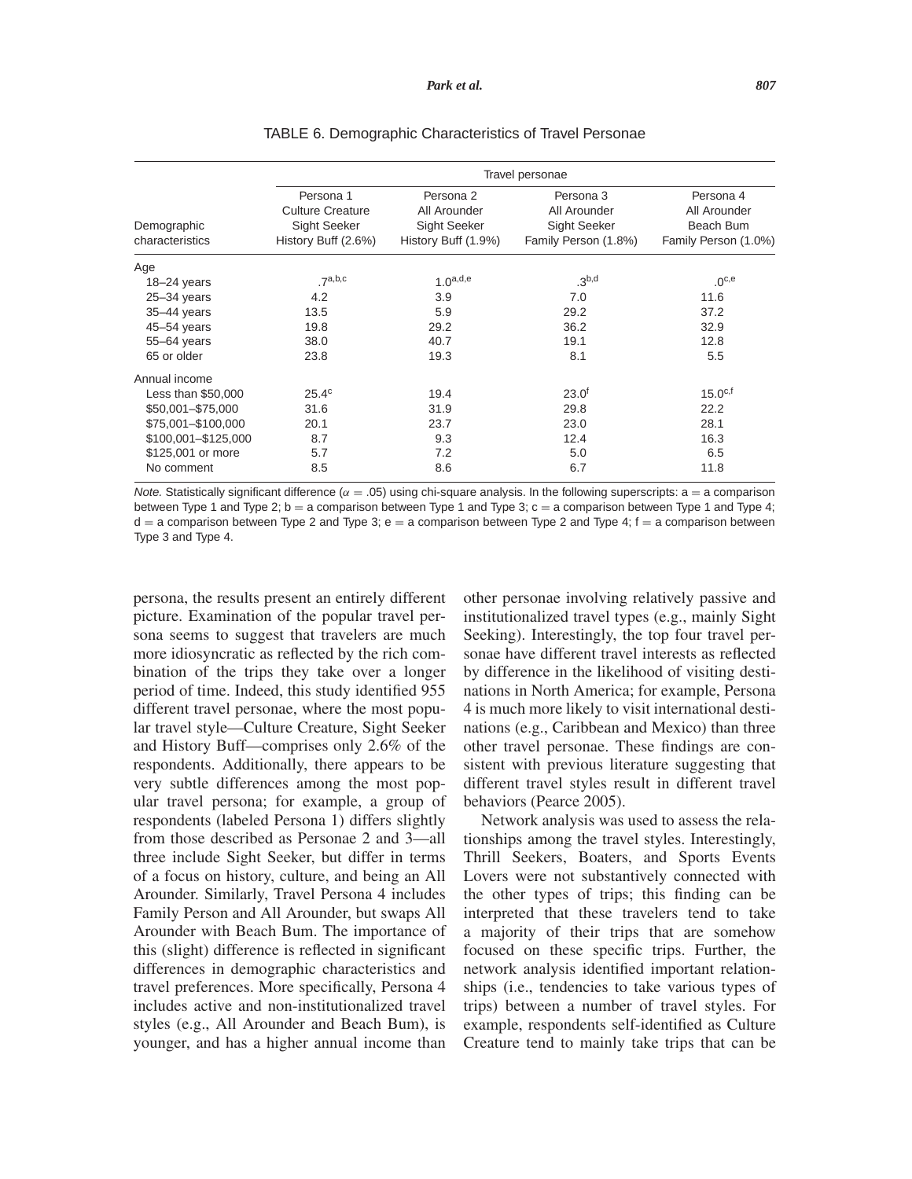TABLE 6. Demographic Characteristics of Travel Personae

| Demographic characteristics | Travel personae | | | |
|---|---|---|---|---|
| | Persona 1 Culture Creature Sight Seeker History Buff (2.6%) | Persona 2 All Arounder Sight Seeker History Buff (1.9%) | Persona 3 All Arounder Sight Seeker Family Person (1.8%) | Persona 4 All Arounder Beach Bum Family Person (1.0%) |
| Age | | | | |
| 18–24 years | .7$^{a,b,c}$ | 1.0$^{a,d,e}$ | .3$^{b,d}$ | .0$^{c,e}$ |
| 25–34 years | 4.2 | 3.9 | 7.0 | 11.6 |
| 35–44 years | 13.5 | 5.9 | 29.2 | 37.2 |
| 45–54 years | 19.8 | 29.2 | 36.2 | 32.9 |
| 55–64 years | 38.0 | 40.7 | 19.1 | 12.8 |
| 65 or older | 23.8 | 19.3 | 8.1 | 5.5 |
| Annual income | | | | |
| Less than $50,000 | 25.4$^{c}$ | 19.4 | 23.0$^{f}$ | 15.0$^{c,f}$ |
| $50,001–$75,000 | 31.6 | 31.9 | 29.8 | 22.2 |
| $75,001–$100,000 | 20.1 | 23.7 | 23.0 | 28.1 |
| $100,001–$125,000 | 8.7 | 9.3 | 12.4 | 16.3 |
| $125,001 or more | 5.7 | 7.2 | 5.0 | 6.5 |
| No comment | 8.5 | 8.6 | 6.7 | 11.8 |

*Note.* Statistically significant difference ($\alpha = .05$) using chi-square analysis. In the following superscripts: a = a comparison between Type 1 and Type 2; b = a comparison between Type 1 and Type 3; c = a comparison between Type 1 and Type 4; d = a comparison between Type 2 and Type 3; e = a comparison between Type 2 and Type 4; f = a comparison between Type 3 and Type 4.

persona, the results present an entirely different picture. Examination of the popular travel persona seems to suggest that travelers are much more idiosyncratic as reflected by the rich combination of the trips they take over a longer period of time. Indeed, this study identified 955 different travel personae, where the most popular travel style—Culture Creature, Sight Seeker and History Buff—comprises only 2.6% of the respondents. Additionally, there appears to be very subtle differences among the most popular travel persona; for example, a group of respondents (labeled Persona 1) differs slightly from those described as Personae 2 and 3—all three include Sight Seeker, but differ in terms of a focus on history, culture, and being an All Arounder. Similarly, Travel Persona 4 includes Family Person and All Arounder, but swaps All Arounder with Beach Bum. The importance of this (slight) difference is reflected in significant differences in demographic characteristics and travel preferences. More specifically, Persona 4 includes active and non-institutionalized travel styles (e.g., All Arounder and Beach Bum), is younger, and has a higher annual income than other personae involving relatively passive and institutionalized travel types (e.g., mainly Sight Seeking). Interestingly, the top four travel personae have different travel interests as reflected by difference in the likelihood of visiting destinations in North America; for example, Persona 4 is much more likely to visit international destinations (e.g., Caribbean and Mexico) than three other travel personae. These findings are consistent with previous literature suggesting that different travel styles result in different travel behaviors (Pearce 2005).

Network analysis was used to assess the relationships among the travel styles. Interestingly, Thrill Seekers, Boaters, and Sports Events Lovers were not substantively connected with the other types of trips; this finding can be interpreted that these travelers tend to take a majority of their trips that are somehow focused on these specific trips. Further, the network analysis identified important relationships (i.e., tendencies to take various types of trips) between a number of travel styles. For example, respondents self-identified as Culture Creature tend to mainly take trips that can be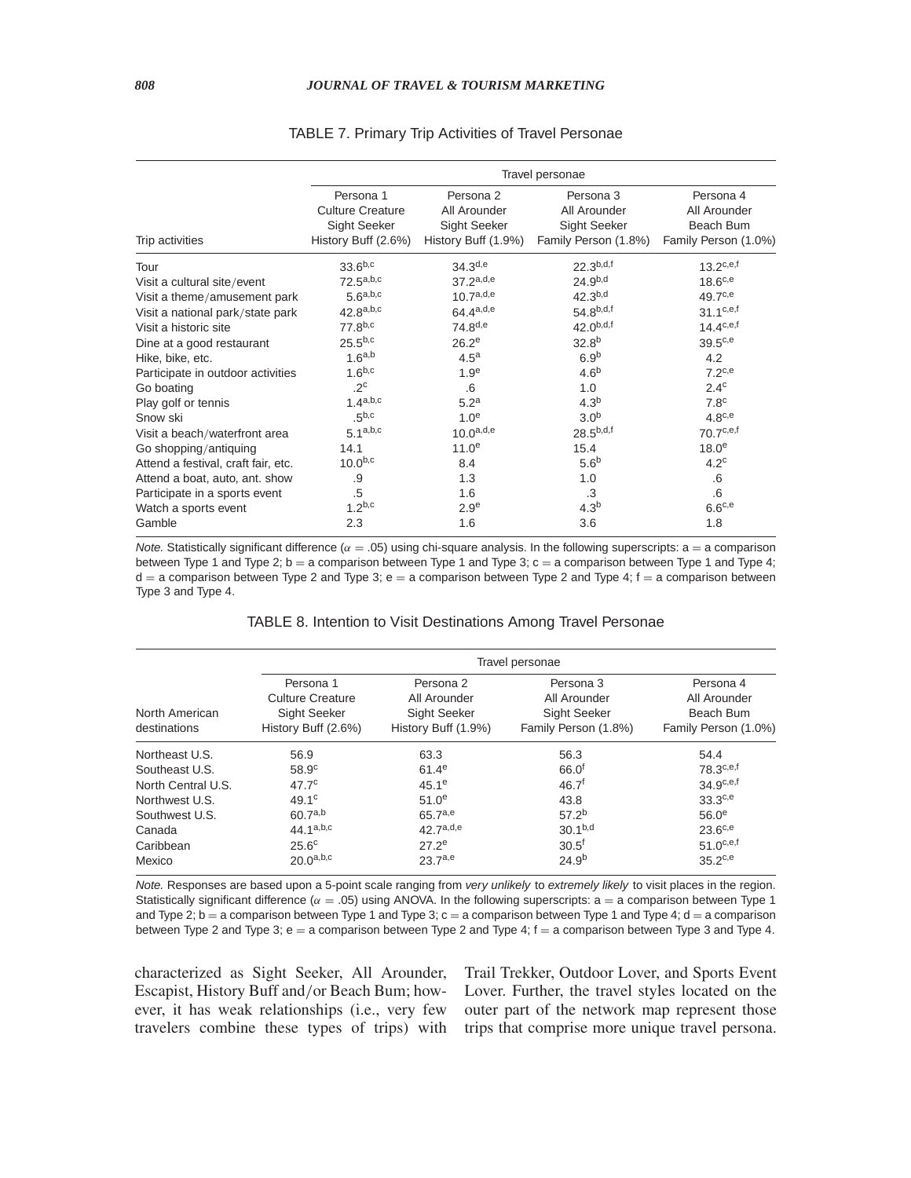TABLE 7. Primary Trip Activities of Travel Personae

| Trip activities | Travel personae | | | |
|---|---|---|---|---|
| | Persona 1 Culture Creature Sight Seeker History Buff (2.6%) | Persona 2 All Arounder Sight Seeker History Buff (1.9%) | Persona 3 All Arounder Sight Seeker Family Person (1.8%) | Persona 4 All Arounder Beach Bum Family Person (1.0%) |
| Tour | $33.6^{b,c}$ | $34.3^{d,e}$ | $22.3^{b,d,f}$ | $13.2^{c,e,f}$ |
| Visit a cultural site/event | $72.5^{a,b,c}$ | $37.2^{a,d,e}$ | $24.9^{b,d}$ | $18.6^{c,e}$ |
| Visit a theme/amusement park | $5.6^{a,b,c}$ | $10.7^{a,d,e}$ | $42.3^{b,d}$ | $49.7^{c,e}$ |
| Visit a national park/state park | $42.8^{a,b,c}$ | $64.4^{a,d,e}$ | $54.8^{b,d,f}$ | $31.1^{c,e,f}$ |
| Visit a historic site | $77.8^{b,c}$ | $74.8^{d,e}$ | $42.0^{b,d,f}$ | $14.4^{c,e,f}$ |
| Dine at a good restaurant | $25.5^{b,c}$ | $26.2^{e}$ | $32.8^{b}$ | $39.5^{c,e}$ |
| Hike, bike, etc. | $1.6^{a,b}$ | $4.5^{a}$ | $6.9^{b}$ | 4.2 |
| Participate in outdoor activities | $1.6^{b,c}$ | $1.9^{e}$ | $4.6^{b}$ | $7.2^{c,e}$ |
| Go boating | $.2^{c}$ | .6 | 1.0 | $2.4^{c}$ |
| Play golf or tennis | $1.4^{a,b,c}$ | $5.2^{a}$ | $4.3^{b}$ | $7.8^{c}$ |
| Snow ski | $.5^{b,c}$ | $1.0^{e}$ | $3.0^{b}$ | $4.8^{c,e}$ |
| Visit a beach/waterfront area | $5.1^{a,b,c}$ | $10.0^{a,d,e}$ | $28.5^{b,d,f}$ | $70.7^{c,e,f}$ |
| Go shopping/antiquing | 14.1 | $11.0^{e}$ | 15.4 | $18.0^{e}$ |
| Attend a festival, craft fair, etc. | $10.0^{b,c}$ | 8.4 | $5.6^{b}$ | $4.2^{c}$ |
| Attend a boat, auto, ant. show | .9 | 1.3 | 1.0 | .6 |
| Participate in a sports event | .5 | 1.6 | .3 | .6 |
| Watch a sports event | $1.2^{b,c}$ | $2.9^{e}$ | $4.3^{b}$ | $6.6^{c,e}$ |
| Gamble | 2.3 | 1.6 | 3.6 | 1.8 |

*Note.* Statistically significant difference ($\alpha = .05$) using chi-square analysis. In the following superscripts: a = a comparison between Type 1 and Type 2; b = a comparison between Type 1 and Type 3; c = a comparison between Type 1 and Type 4; d = a comparison between Type 2 and Type 3; e = a comparison between Type 2 and Type 4; f = a comparison between Type 3 and Type 4.

TABLE 8. Intention to Visit Destinations Among Travel Personae

| North American destinations | Travel personae | | | |
|---|---|---|---|---|
| | Persona 1 Culture Creature Sight Seeker History Buff (2.6%) | Persona 2 All Arounder Sight Seeker History Buff (1.9%) | Persona 3 All Arounder Sight Seeker Family Person (1.8%) | Persona 4 All Arounder Beach Bum Family Person (1.0%) |
| Northeast U.S. | 56.9 | 63.3 | 56.3 | 54.4 |
| Southeast U.S. | $58.9^{c}$ | $61.4^{e}$ | $66.0^{f}$ | $78.3^{c,e,f}$ |
| North Central U.S. | $47.7^{c}$ | $45.1^{e}$ | $46.7^{f}$ | $34.9^{c,e,f}$ |
| Northwest U.S. | $49.1^{c}$ | $51.0^{e}$ | 43.8 | $33.3^{c,e}$ |
| Southwest U.S. | $60.7^{a,b}$ | $65.7^{a,e}$ | $57.2^{b}$ | $56.0^{e}$ |
| Canada | $44.1^{a,b,c}$ | $42.7^{a,d,e}$ | $30.1^{b,d}$ | $23.6^{c,e}$ |
| Caribbean | $25.6^{c}$ | $27.2^{e}$ | $30.5^{f}$ | $51.0^{c,e,f}$ |
| Mexico | $20.0^{a,b,c}$ | $23.7^{a,e}$ | $24.9^{b}$ | $35.2^{c,e}$ |

*Note.* Responses are based upon a 5-point scale ranging from *very unlikely* to *extremely likely* to visit places in the region. Statistically significant difference ($\alpha = .05$) using ANOVA. In the following superscripts: a = a comparison between Type 1 and Type 2; b = a comparison between Type 1 and Type 3; c = a comparison between Type 1 and Type 4; d = a comparison between Type 2 and Type 3; e = a comparison between Type 2 and Type 4; f = a comparison between Type 3 and Type 4.

characterized as Sight Seeker, All Arounder, Escapist, History Buff and/or Beach Bum; however, it has weak relationships (i.e., very few travelers combine these types of trips) with Trail Trekker, Outdoor Lover, and Sports Event Lover. Further, the travel styles located on the outer part of the network map represent those trips that comprise more unique travel persona.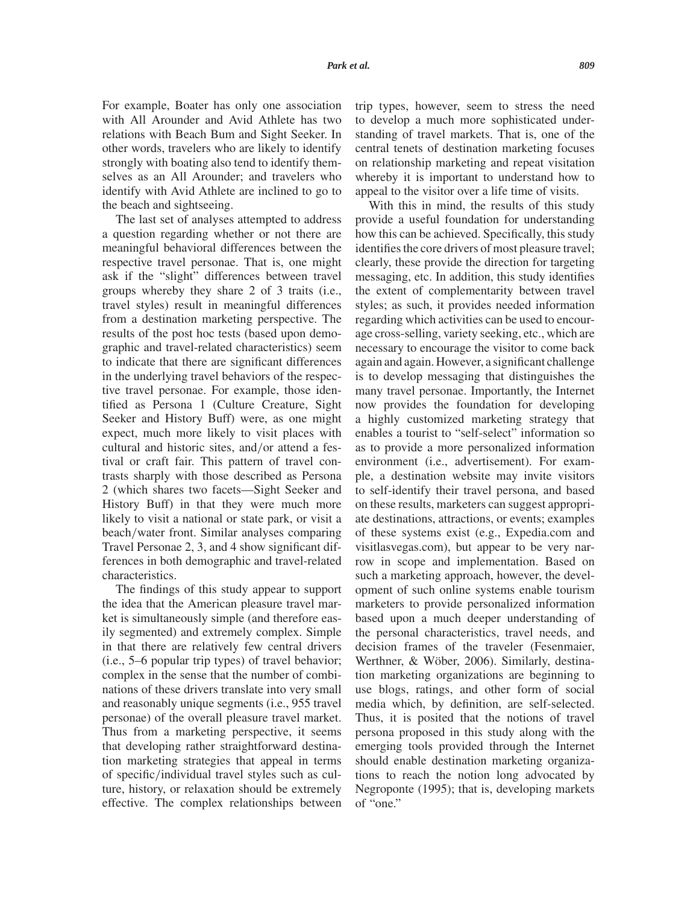For example, Boater has only one association with All Arounder and Avid Athlete has two relations with Beach Bum and Sight Seeker. In other words, travelers who are likely to identify strongly with boating also tend to identify themselves as an All Arounder; and travelers who identify with Avid Athlete are inclined to go to the beach and sightseeing.

The last set of analyses attempted to address a question regarding whether or not there are meaningful behavioral differences between the respective travel personae. That is, one might ask if the "slight" differences between travel groups whereby they share 2 of 3 traits (i.e., travel styles) result in meaningful differences from a destination marketing perspective. The results of the post hoc tests (based upon demographic and travel-related characteristics) seem to indicate that there are significant differences in the underlying travel behaviors of the respective travel personae. For example, those identified as Persona 1 (Culture Creature, Sight Seeker and History Buff) were, as one might expect, much more likely to visit places with cultural and historic sites, and/or attend a festival or craft fair. This pattern of travel contrasts sharply with those described as Persona 2 (which shares two facets—Sight Seeker and History Buff) in that they were much more likely to visit a national or state park, or visit a beach/water front. Similar analyses comparing Travel Personae 2, 3, and 4 show significant differences in both demographic and travel-related characteristics.

The findings of this study appear to support the idea that the American pleasure travel market is simultaneously simple (and therefore easily segmented) and extremely complex. Simple in that there are relatively few central drivers (i.e., 5–6 popular trip types) of travel behavior; complex in the sense that the number of combinations of these drivers translate into very small and reasonably unique segments (i.e., 955 travel personae) of the overall pleasure travel market. Thus from a marketing perspective, it seems that developing rather straightforward destination marketing strategies that appeal in terms of specific/individual travel styles such as culture, history, or relaxation should be extremely effective. The complex relationships between trip types, however, seem to stress the need to develop a much more sophisticated understanding of travel markets. That is, one of the central tenets of destination marketing focuses on relationship marketing and repeat visitation whereby it is important to understand how to appeal to the visitor over a life time of visits.

With this in mind, the results of this study provide a useful foundation for understanding how this can be achieved. Specifically, this study identifies the core drivers of most pleasure travel; clearly, these provide the direction for targeting messaging, etc. In addition, this study identifies the extent of complementarity between travel styles; as such, it provides needed information regarding which activities can be used to encourage cross-selling, variety seeking, etc., which are necessary to encourage the visitor to come back again and again. However, a significant challenge is to develop messaging that distinguishes the many travel personae. Importantly, the Internet now provides the foundation for developing a highly customized marketing strategy that enables a tourist to "self-select" information so as to provide a more personalized information environment (i.e., advertisement). For example, a destination website may invite visitors to self-identify their travel persona, and based on these results, marketers can suggest appropriate destinations, attractions, or events; examples of these systems exist (e.g., Expedia.com and visitlasvegas.com), but appear to be very narrow in scope and implementation. Based on such a marketing approach, however, the development of such online systems enable tourism marketers to provide personalized information based upon a much deeper understanding of the personal characteristics, travel needs, and decision frames of the traveler (Fesenmaier, Werthner, & Wöber, 2006). Similarly, destination marketing organizations are beginning to use blogs, ratings, and other form of social media which, by definition, are self-selected. Thus, it is posited that the notions of travel persona proposed in this study along with the emerging tools provided through the Internet should enable destination marketing organizations to reach the notion long advocated by Negroponte (1995); that is, developing markets of "one."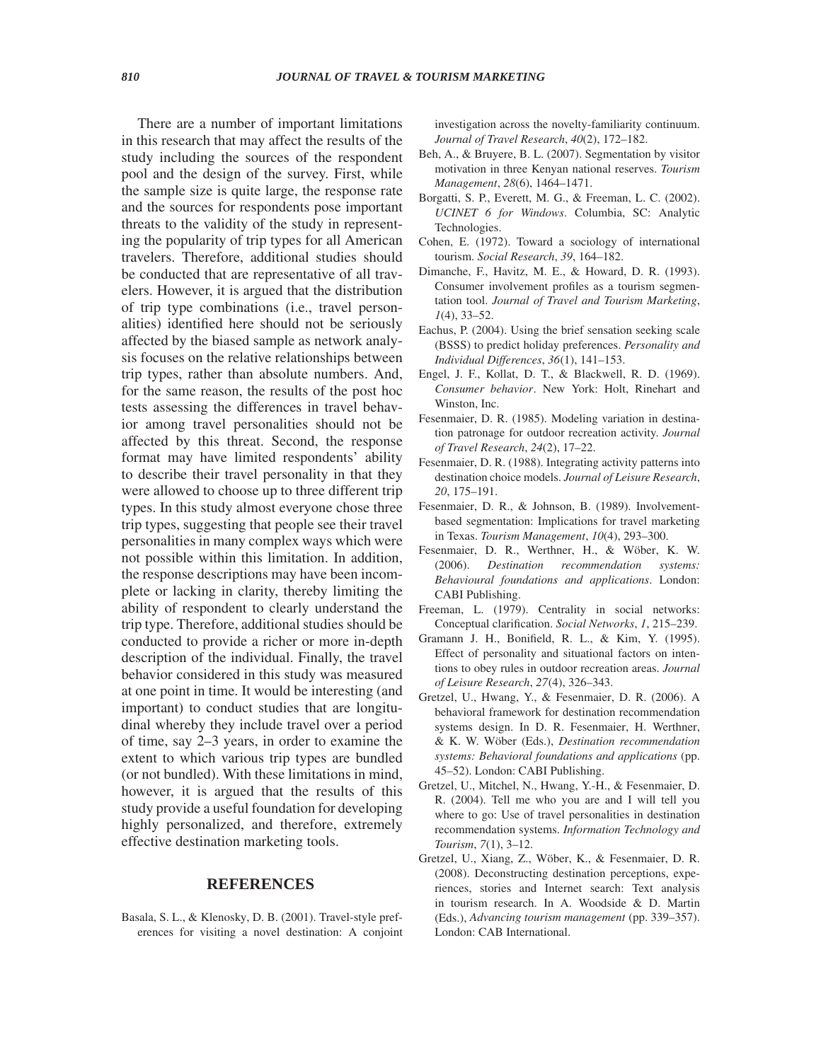There are a number of important limitations in this research that may affect the results of the study including the sources of the respondent pool and the design of the survey. First, while the sample size is quite large, the response rate and the sources for respondents pose important threats to the validity of the study in representing the popularity of trip types for all American travelers. Therefore, additional studies should be conducted that are representative of all travelers. However, it is argued that the distribution of trip type combinations (i.e., travel personalities) identified here should not be seriously affected by the biased sample as network analysis focuses on the relative relationships between trip types, rather than absolute numbers. And, for the same reason, the results of the post hoc tests assessing the differences in travel behavior among travel personalities should not be affected by this threat. Second, the response format may have limited respondents' ability to describe their travel personality in that they were allowed to choose up to three different trip types. In this study almost everyone chose three trip types, suggesting that people see their travel personalities in many complex ways which were not possible within this limitation. In addition, the response descriptions may have been incomplete or lacking in clarity, thereby limiting the ability of respondent to clearly understand the trip type. Therefore, additional studies should be conducted to provide a richer or more in-depth description of the individual. Finally, the travel behavior considered in this study was measured at one point in time. It would be interesting (and important) to conduct studies that are longitudinal whereby they include travel over a period of time, say 2–3 years, in order to examine the extent to which various trip types are bundled (or not bundled). With these limitations in mind, however, it is argued that the results of this study provide a useful foundation for developing highly personalized, and therefore, extremely effective destination marketing tools.

## REFERENCES

Basala, S. L., & Klenosky, D. B. (2001). Travel-style preferences for visiting a novel destination: A conjoint investigation across the novelty-familiarity continuum. *Journal of Travel Research*, *40*(2), 172–182.

Beh, A., & Bruyere, B. L. (2007). Segmentation by visitor motivation in three Kenyan national reserves. *Tourism Management*, *28*(6), 1464–1471.

Borgatti, S. P., Everett, M. G., & Freeman, L. C. (2002). *UCINET 6 for Windows*. Columbia, SC: Analytic Technologies.

Cohen, E. (1972). Toward a sociology of international tourism. *Social Research*, *39*, 164–182.

Dimanche, F., Havitz, M. E., & Howard, D. R. (1993). Consumer involvement profiles as a tourism segmentation tool. *Journal of Travel and Tourism Marketing*, *1*(4), 33–52.

Eachus, P. (2004). Using the brief sensation seeking scale (BSSS) to predict holiday preferences. *Personality and Individual Differences*, *36*(1), 141–153.

Engel, J. F., Kollat, D. T., & Blackwell, R. D. (1969). *Consumer behavior*. New York: Holt, Rinehart and Winston, Inc.

Fesenmaier, D. R. (1985). Modeling variation in destination patronage for outdoor recreation activity. *Journal of Travel Research*, *24*(2), 17–22.

Fesenmaier, D. R. (1988). Integrating activity patterns into destination choice models. *Journal of Leisure Research*, *20*, 175–191.

Fesenmaier, D. R., & Johnson, B. (1989). Involvement-based segmentation: Implications for travel marketing in Texas. *Tourism Management*, *10*(4), 293–300.

Fesenmaier, D. R., Werthner, H., & Wöber, K. W. (2006). *Destination recommendation systems: Behavioural foundations and applications*. London: CABI Publishing.

Freeman, L. (1979). Centrality in social networks: Conceptual clarification. *Social Networks*, *1*, 215–239.

Gramann J. H., Bonifield, R. L., & Kim, Y. (1995). Effect of personality and situational factors on intentions to obey rules in outdoor recreation areas. *Journal of Leisure Research*, *27*(4), 326–343.

Gretzel, U., Hwang, Y., & Fesenmaier, D. R. (2006). A behavioral framework for destination recommendation systems design. In D. R. Fesenmaier, H. Werthner, & K. W. Wöber (Eds.), *Destination recommendation systems: Behavioral foundations and applications* (pp. 45–52). London: CABI Publishing.

Gretzel, U., Mitchel, N., Hwang, Y.-H., & Fesenmaier, D. R. (2004). Tell me who you are and I will tell you where to go: Use of travel personalities in destination recommendation systems. *Information Technology and Tourism*, *7*(1), 3–12.

Gretzel, U., Xiang, Z., Wöber, K., & Fesenmaier, D. R. (2008). Deconstructing destination perceptions, experiences, stories and Internet search: Text analysis in tourism research. In A. Woodside & D. Martin (Eds.), *Advancing tourism management* (pp. 339–357). London: CAB International.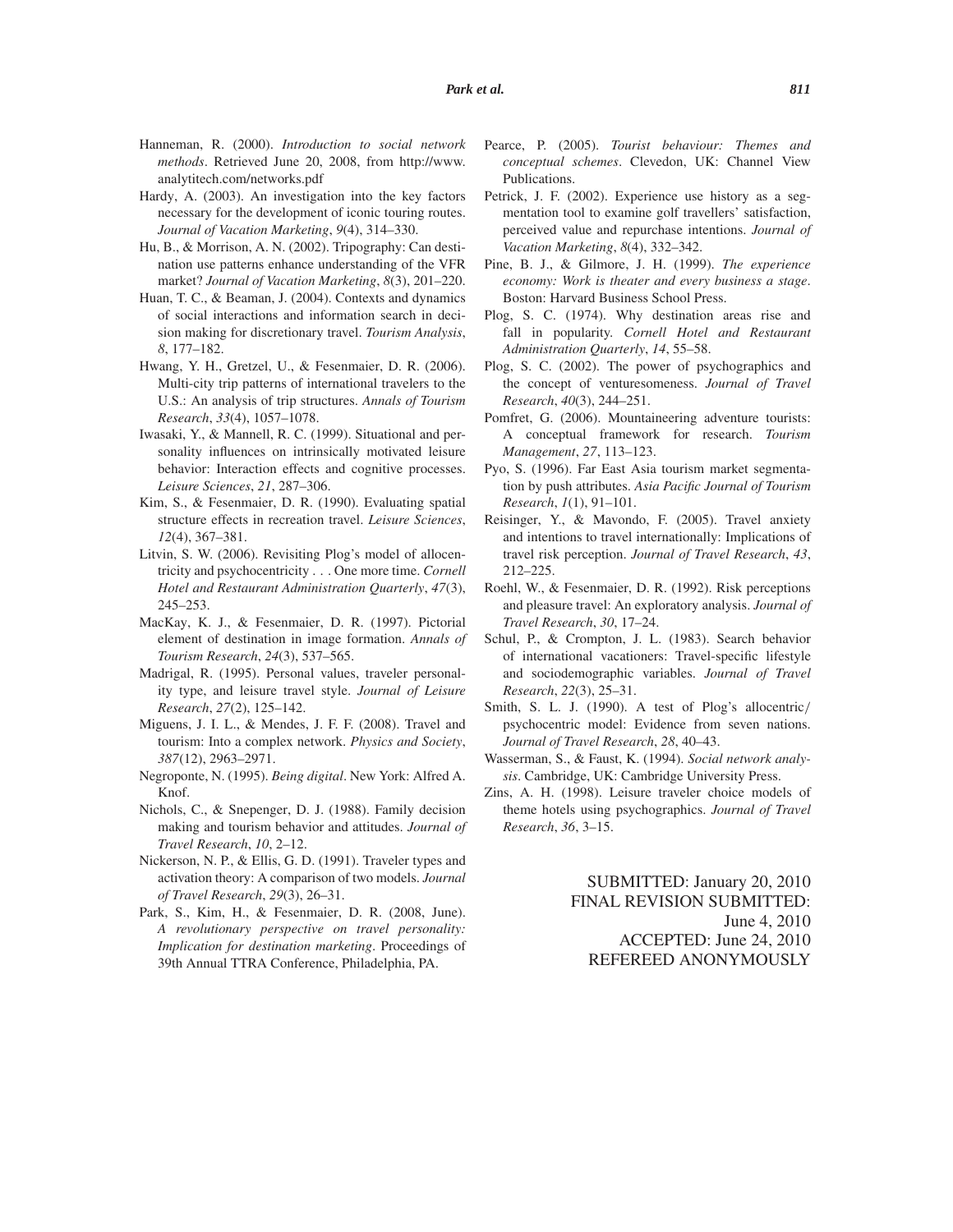Hanneman, R. (2000). *Introduction to social network methods*. Retrieved June 20, 2008, from http://www.analytitech.com/networks.pdf

Hardy, A. (2003). An investigation into the key factors necessary for the development of iconic touring routes. *Journal of Vacation Marketing*, *9*(4), 314–330.

Hu, B., & Morrison, A. N. (2002). Tripography: Can destination use patterns enhance understanding of the VFR market? *Journal of Vacation Marketing*, *8*(3), 201–220.

Huan, T. C., & Beaman, J. (2004). Contexts and dynamics of social interactions and information search in decision making for discretionary travel. *Tourism Analysis*, *8*, 177–182.

Hwang, Y. H., Gretzel, U., & Fesenmaier, D. R. (2006). Multi-city trip patterns of international travelers to the U.S.: An analysis of trip structures. *Annals of Tourism Research*, *33*(4), 1057–1078.

Iwasaki, Y., & Mannell, R. C. (1999). Situational and personality influences on intrinsically motivated leisure behavior: Interaction effects and cognitive processes. *Leisure Sciences*, *21*, 287–306.

Kim, S., & Fesenmaier, D. R. (1990). Evaluating spatial structure effects in recreation travel. *Leisure Sciences*, *12*(4), 367–381.

Litvin, S. W. (2006). Revisiting Plog's model of allocentricity and psychocentricity . . . One more time. *Cornell Hotel and Restaurant Administration Quarterly*, *47*(3), 245–253.

MacKay, K. J., & Fesenmaier, D. R. (1997). Pictorial element of destination in image formation. *Annals of Tourism Research*, *24*(3), 537–565.

Madrigal, R. (1995). Personal values, traveler personality type, and leisure travel style. *Journal of Leisure Research*, *27*(2), 125–142.

Miguens, J. I. L., & Mendes, J. F. F. (2008). Travel and tourism: Into a complex network. *Physics and Society*, *387*(12), 2963–2971.

Negroponte, N. (1995). *Being digital*. New York: Alfred A. Knof.

Nichols, C., & Snepenger, D. J. (1988). Family decision making and tourism behavior and attitudes. *Journal of Travel Research*, *10*, 2–12.

Nickerson, N. P., & Ellis, G. D. (1991). Traveler types and activation theory: A comparison of two models. *Journal of Travel Research*, *29*(3), 26–31.

Park, S., Kim, H., & Fesenmaier, D. R. (2008, June). *A revolutionary perspective on travel personality: Implication for destination marketing*. Proceedings of 39th Annual TTRA Conference, Philadelphia, PA.

Pearce, P. (2005). *Tourist behaviour: Themes and conceptual schemes*. Clevedon, UK: Channel View Publications.

Petrick, J. F. (2002). Experience use history as a segmentation tool to examine golf travellers' satisfaction, perceived value and repurchase intentions. *Journal of Vacation Marketing*, *8*(4), 332–342.

Pine, B. J., & Gilmore, J. H. (1999). *The experience economy: Work is theater and every business a stage*. Boston: Harvard Business School Press.

Plog, S. C. (1974). Why destination areas rise and fall in popularity. *Cornell Hotel and Restaurant Administration Quarterly*, *14*, 55–58.

Plog, S. C. (2002). The power of psychographics and the concept of venturesomeness. *Journal of Travel Research*, *40*(3), 244–251.

Pomfret, G. (2006). Mountaineering adventure tourists: A conceptual framework for research. *Tourism Management*, *27*, 113–123.

Pyo, S. (1996). Far East Asia tourism market segmentation by push attributes. *Asia Pacific Journal of Tourism Research*, *1*(1), 91–101.

Reisinger, Y., & Mavondo, F. (2005). Travel anxiety and intentions to travel internationally: Implications of travel risk perception. *Journal of Travel Research*, *43*, 212–225.

Roehl, W., & Fesenmaier, D. R. (1992). Risk perceptions and pleasure travel: An exploratory analysis. *Journal of Travel Research*, *30*, 17–24.

Schul, P., & Crompton, J. L. (1983). Search behavior of international vacationers: Travel-specific lifestyle and sociodemographic variables. *Journal of Travel Research*, *22*(3), 25–31.

Smith, S. L. J. (1990). A test of Plog's allocentric/psychocentric model: Evidence from seven nations. *Journal of Travel Research*, *28*, 40–43.

Wasserman, S., & Faust, K. (1994). *Social network analysis*. Cambridge, UK: Cambridge University Press.

Zins, A. H. (1998). Leisure traveler choice models of theme hotels using psychographics. *Journal of Travel Research*, *36*, 3–15.

SUBMITTED: January 20, 2010
FINAL REVISION SUBMITTED: June 4, 2010
ACCEPTED: June 24, 2010
REFEREED ANONYMOUSLY